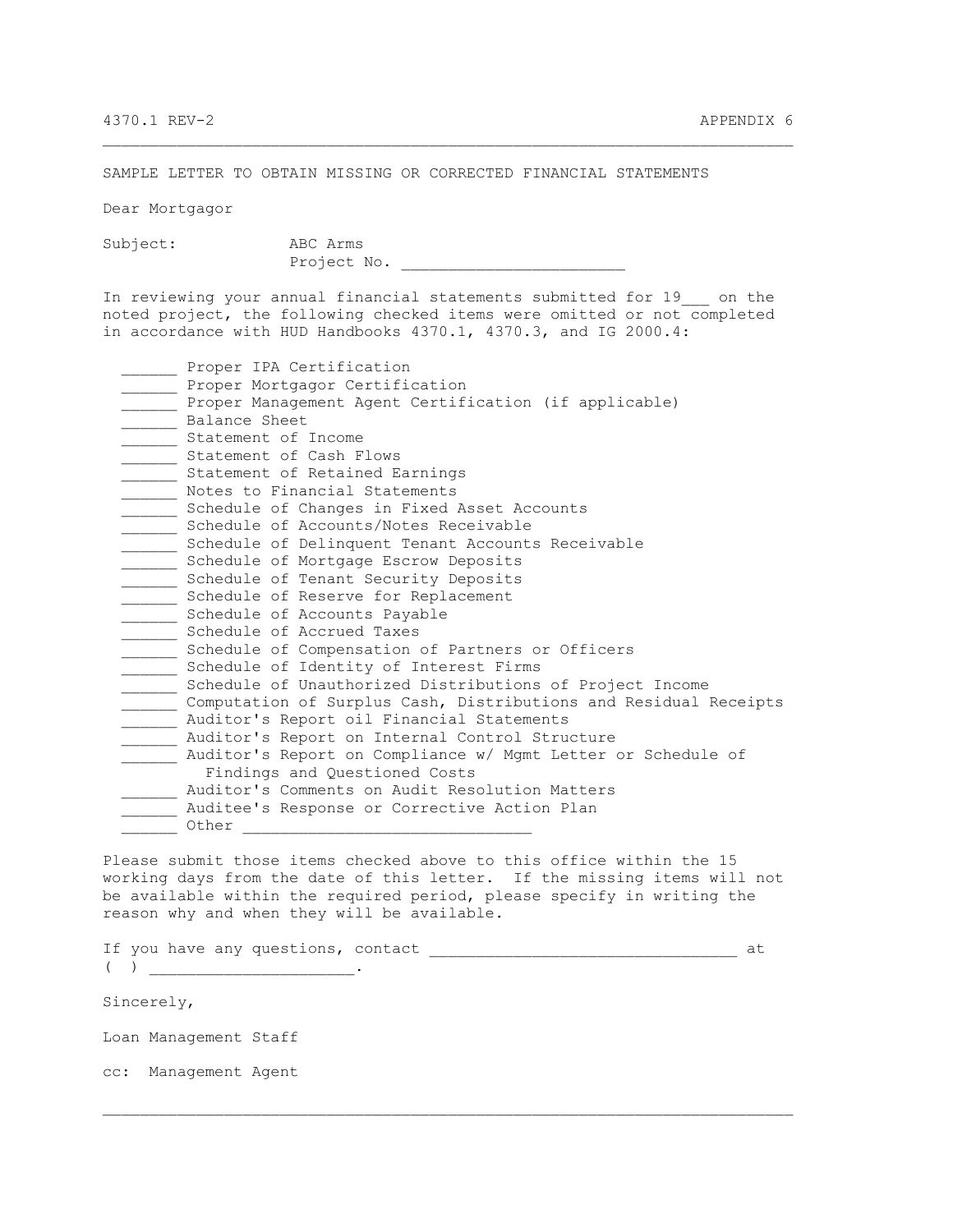## SAMPLE LETTER TO OBTAIN MISSING OR CORRECTED FINANCIAL STATEMENTS

Dear Mortgagor

Subject: ABC Arms
Project No. _______________________

In reviewing your annual financial statements submitted for 19___ on the noted project, the following checked items were omitted or not completed in accordance with HUD Handbooks 4370.1, 4370.3, and IG 2000.4:

- ______ Proper IPA Certification
- ______ Proper Mortgagor Certification
- ______ Proper Management Agent Certification (if applicable)
- ______ Balance Sheet
- ______ Statement of Income
- ______ Statement of Cash Flows
- ______ Statement of Retained Earnings
- ______ Notes to Financial Statements
- ______ Schedule of Changes in Fixed Asset Accounts
- ______ Schedule of Accounts/Notes Receivable
- ______ Schedule of Delinquent Tenant Accounts Receivable
- ______ Schedule of Mortgage Escrow Deposits
- ______ Schedule of Tenant Security Deposits
- ______ Schedule of Reserve for Replacement
- ______ Schedule of Accounts Payable
- ______ Schedule of Accrued Taxes
- ______ Schedule of Compensation of Partners or Officers
- ______ Schedule of Identity of Interest Firms
- ______ Schedule of Unauthorized Distributions of Project Income
- ______ Computation of Surplus Cash, Distributions and Residual Receipts
- ______ Auditor's Report oil Financial Statements
- ______ Auditor's Report on Internal Control Structure
- ______ Auditor's Report on Compliance w/ Mgmt Letter or Schedule of Findings and Questioned Costs
- ______ Auditor's Comments on Audit Resolution Matters
- ______ Auditee's Response or Corrective Action Plan
- ______ Other ______________________________

Please submit those items checked above to this office within the 15 working days from the date of this letter. If the missing items will not be available within the required period, please specify in writing the reason why and when they will be available.

If you have any questions, contact ________________________________ at ( ) _____________________.

Sincerely,

Loan Management Staff

cc: Management Agent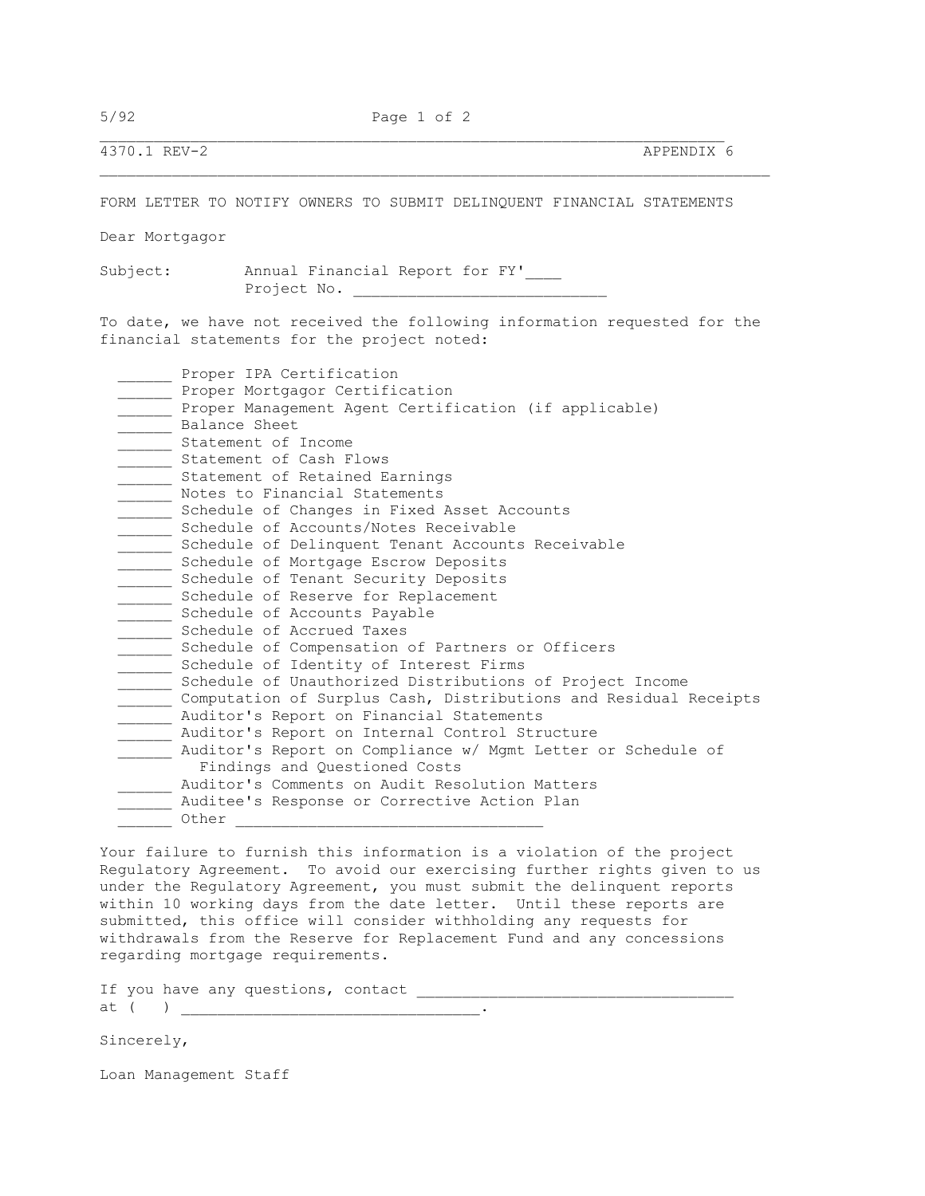# FORM LETTER TO NOTIFY OWNERS TO SUBMIT DELINQUENT FINANCIAL STATEMENTS

Dear Mortgagor

Subject: Annual Financial Report for FY'____
Project No. ___________________________

To date, we have not received the following information requested for the financial statements for the project noted:

- ______ Proper IPA Certification
- ______ Proper Mortgagor Certification
- ______ Proper Management Agent Certification (if applicable)
- ______ Balance Sheet
- ______ Statement of Income
- ______ Statement of Cash Flows
- ______ Statement of Retained Earnings
- ______ Notes to Financial Statements
- ______ Schedule of Changes in Fixed Asset Accounts
- ______ Schedule of Accounts/Notes Receivable
- ______ Schedule of Delinquent Tenant Accounts Receivable
- ______ Schedule of Mortgage Escrow Deposits
- ______ Schedule of Tenant Security Deposits
- ______ Schedule of Reserve for Replacement
- ______ Schedule of Accounts Payable
- ______ Schedule of Accrued Taxes
- ______ Schedule of Compensation of Partners or Officers
- ______ Schedule of Identity of Interest Firms
- ______ Schedule of Unauthorized Distributions of Project Income
- ______ Computation of Surplus Cash, Distributions and Residual Receipts
- ______ Auditor's Report on Financial Statements
- ______ Auditor's Report on Internal Control Structure
- ______ Auditor's Report on Compliance w/ Mgmt Letter or Schedule of Findings and Questioned Costs
- ______ Auditor's Comments on Audit Resolution Matters
- ______ Auditee's Response or Corrective Action Plan
- ______ Other _________________________________

Your failure to furnish this information is a violation of the project Regulatory Agreement. To avoid our exercising further rights given to us under the Regulatory Agreement, you must submit the delinquent reports within 10 working days from the date letter. Until these reports are submitted, this office will consider withholding any requests for withdrawals from the Reserve for Replacement Fund and any concessions regarding mortgage requirements.

If you have any questions, contact ___________________________________ at ( ) _________________________________.

Sincerely,

Loan Management Staff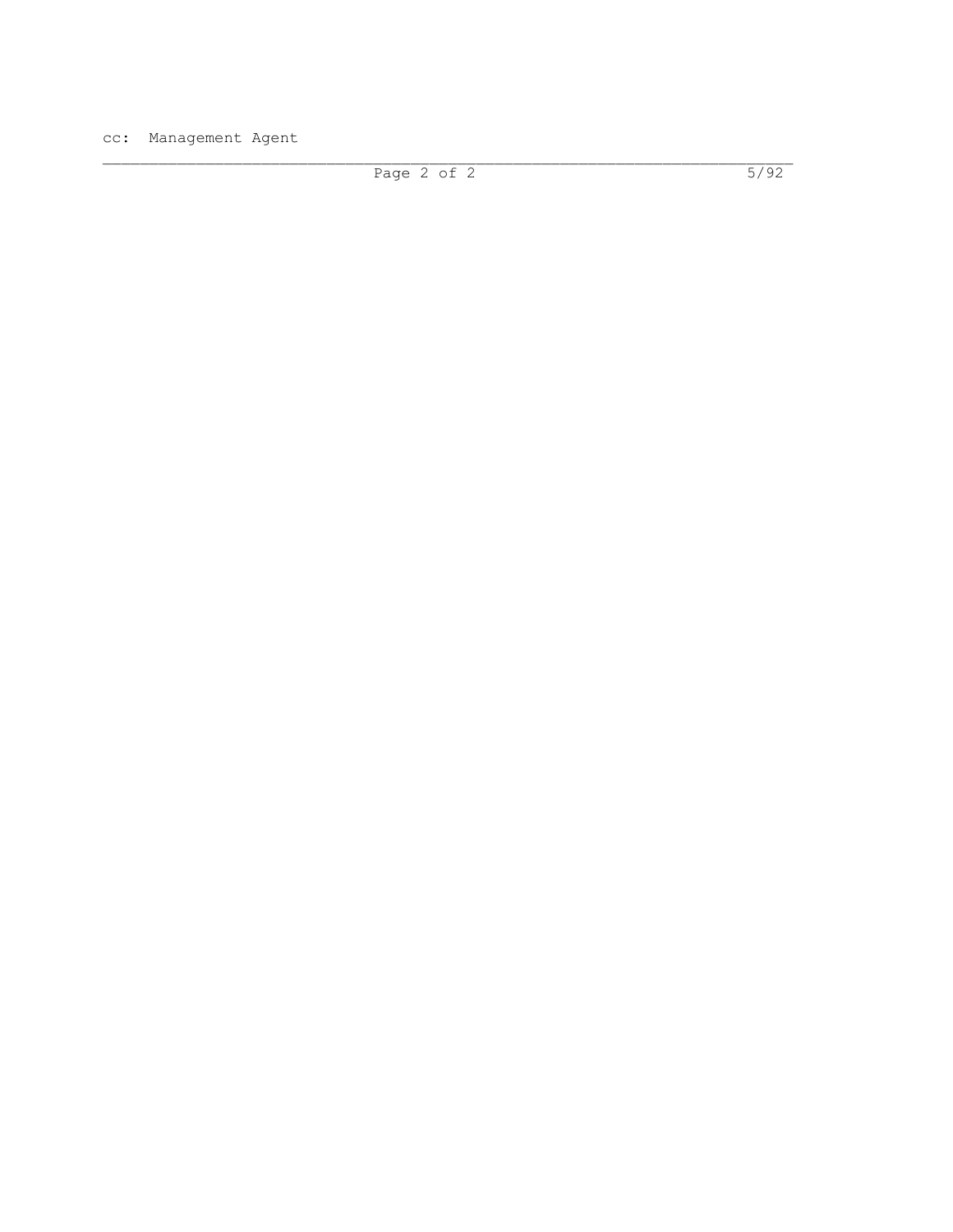cc: Management Agent